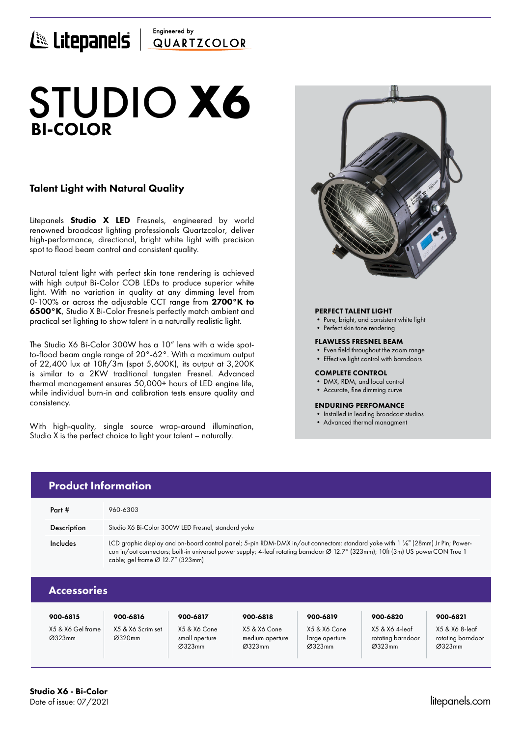Litepanels | Engineered by QUARTZCOLOR

# STUDIO X6
## BI-COLOR

### Talent Light with Natural Quality

Litepanels **Studio X LED** Fresnels, engineered by world renowned broadcast lighting professionals Quartzcolor, deliver high-performance, directional, bright white light with precision spot to flood beam control and consistent quality.

Natural talent light with perfect skin tone rendering is achieved with high output Bi-Color COB LEDs to produce superior white light. With no variation in quality at any dimming level from 0-100% or across the adjustable CCT range from **2700°K to 6500°K**, Studio X Bi-Color Fresnels perfectly match ambient and practical set lighting to show talent in a naturally realistic light.

The Studio X6 Bi-Color 300W has a 10" lens with a wide spot-to-flood beam angle range of 20°-62°. With a maximum output of 22,400 lux at 10ft/3m (spot 5,600K), its output at 3,200K is similar to a 2KW traditional tungsten Fresnel. Advanced thermal management ensures 50,000+ hours of LED engine life, while individual burn-in and calibration tests ensure quality and consistency.

With high-quality, single source wrap-around illumination, Studio X is the perfect choice to light your talent – naturally.

**PERFECT TALENT LIGHT**
- Pure, bright, and consistent white light
- Perfect skin tone rendering

**FLAWLESS FRESNEL BEAM**
- Even field throughout the zoom range
- Effective light control with barndoors

**COMPLETE CONTROL**
- DMX, RDM, and local control
- Accurate, fine dimming curve

**ENDURING PERFOMANCE**
- Installed in leading broadcast studios
- Advanced thermal managment

## Product Information

| | |
|---|---|
| Part # | 960-6303 |
| Description | Studio X6 Bi-Color 300W LED Fresnel, standard yoke |
| Includes | LCD graphic display and on-board control panel; 5-pin RDM-DMX in/out connectors; standard yoke with 1 ⅛" (28mm) Jr Pin; Power-con in/out connectors; built-in universal power supply; 4-leaf rotating barndoor Ø 12.7" (323mm); 10ft (3m) US powerCON True 1 cable; gel frame Ø 12.7" (323mm) |

## Accessories

| 900-6815 | 900-6816 | 900-6817 | 900-6818 | 900-6819 | 900-6820 | 900-6821 |
|---|---|---|---|---|---|---|
| X5 & X6 Gel frame Ø323mm | X5 & X6 Scrim set Ø320mm | X5 & X6 Cone small aperture Ø323mm | X5 & X6 Cone medium aperture Ø323mm | X5 & X6 Cone large aperture Ø323mm | X5 & X6 4-leaf rotating barndoor Ø323mm | X5 & X6 8-leaf rotating barndoor Ø323mm |

**Studio X6 - Bi-Color**
Date of issue: 07/2021

litepanels.com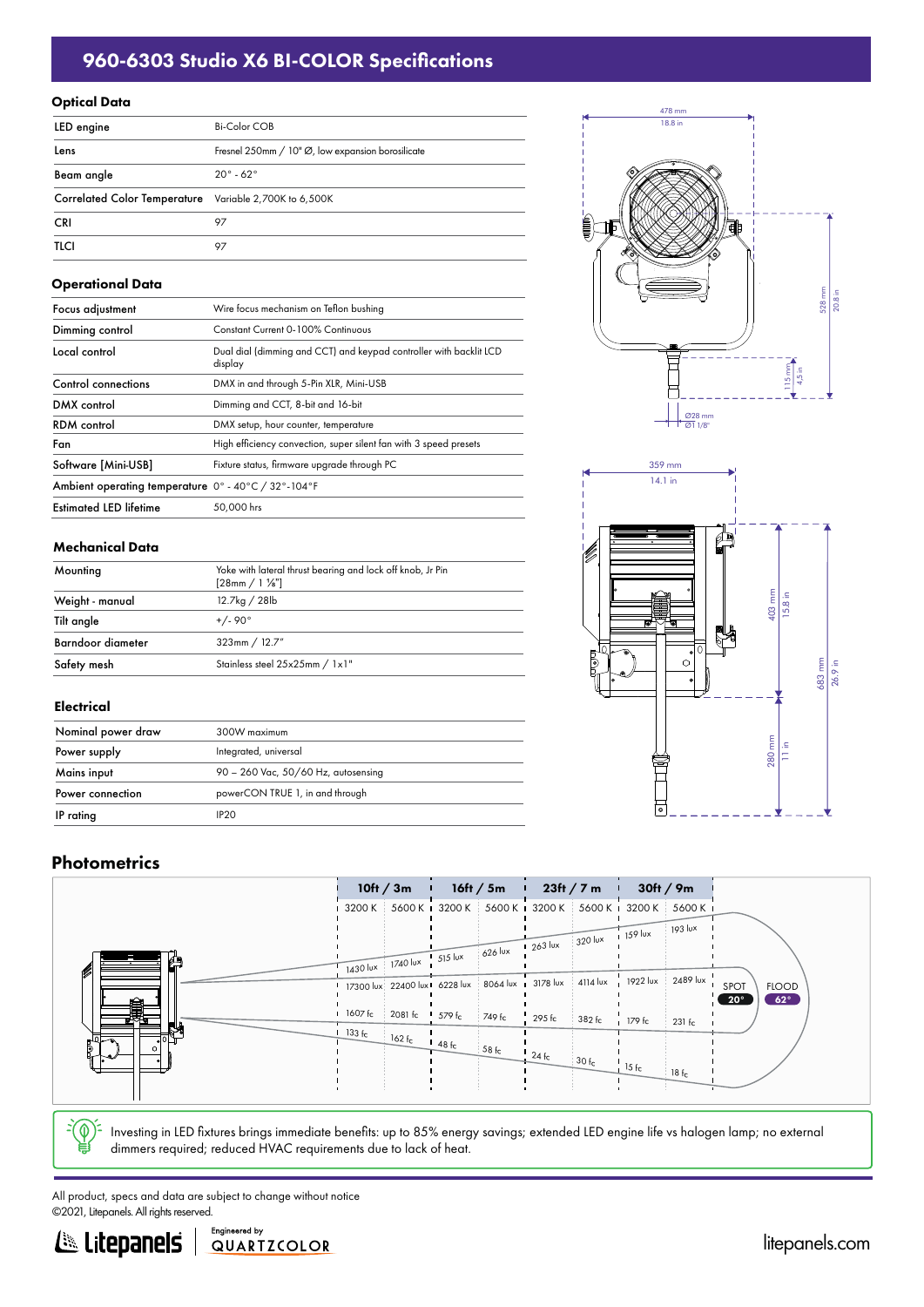# 960-6303 Studio X6 BI-COLOR Specifications

## Optical Data

| | |
|---|---|
| LED engine | Bi-Color COB |
| Lens | Fresnel 250mm / 10" Ø, low expansion borosilicate |
| Beam angle | 20° - 62° |
| Correlated Color Temperature | Variable 2,700K to 6,500K |
| CRI | 97 |
| TLCI | 97 |

## Operational Data

| | |
|---|---|
| Focus adjustment | Wire focus mechanism on Teflon bushing |
| Dimming control | Constant Current 0-100% Continuous |
| Local control | Dual dial (dimming and CCT) and keypad controller with backlit LCD display |
| Control connections | DMX in and through 5-Pin XLR, Mini-USB |
| DMX control | Dimming and CCT, 8-bit and 16-bit |
| RDM control | DMX setup, hour counter, temperature |
| Fan | High efficiency convection, super silent fan with 3 speed presets |
| Software [Mini-USB] | Fixture status, firmware upgrade through PC |
| Ambient operating temperature | 0° - 40°C / 32°-104°F |
| Estimated LED lifetime | 50,000 hrs |

## Mechanical Data

| | |
|---|---|
| Mounting | Yoke with lateral thrust bearing and lock off knob, Jr Pin [28mm / 1 ⅛"] |
| Weight - manual | 12.7kg / 28lb |
| Tilt angle | +/- 90° |
| Barndoor diameter | 323mm / 12.7" |
| Safety mesh | Stainless steel 25x25mm / 1x1" |

## Electrical

| | |
|---|---|
| Nominal power draw | 300W maximum |
| Power supply | Integrated, universal |
| Mains input | 90 – 260 Vac, 50/60 Hz, autosensing |
| Power connection | powerCON TRUE 1, in and through |
| IP rating | IP20 |

478 mm
18.8 in
528 mm
20.8 in
115 mm
4.5 in
Ø28 mm
Ø1 1/8"

359 mm
14.1 in
403 mm
15.8 in
683 mm
26.9 in
280 mm
11 in

## Photometrics

10ft / 3m
3200 K: 1430 lux, 133 fc, 17300 lux, 1607 fc
5600 K: 1740 lux, 162 fc, 22400 lux, 2081 fc

16ft / 5m
3200 K: 515 lux, 48 fc, 6228 lux, 579 fc
5600 K: 626 lux, 58 fc, 8064 lux, 749 fc

23ft / 7 m
3200 K: 263 lux, 24 fc, 3178 lux, 295 fc
5600 K: 320 lux, 30 fc, 4114 lux, 382 fc

30ft / 9m
3200 K: 159 lux, 15 fc, 1922 lux, 179 fc
5600 K: 193 lux, 18 fc, 2489 lux, 231 fc

SPOT 20°
FLOOD 62°

Investing in LED fixtures brings immediate benefits: up to 85% energy savings; extended LED engine life vs halogen lamp; no external dimmers required; reduced HVAC requirements due to lack of heat.

All product, specs and data are subject to change without notice
©2021, Litepanels. All rights reserved.

Litepanels | Engineered by QUARTZCOLOR

litepanels.com